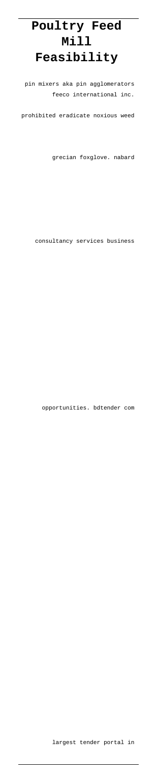# Poultry Feed Mill Feasibility

pin mixers aka pin agglomerators feeco international inc.

prohibited eradicate noxious weed

grecian foxglove. nabard

consultancy services business

opportunities. bdtender com

largest tender portal in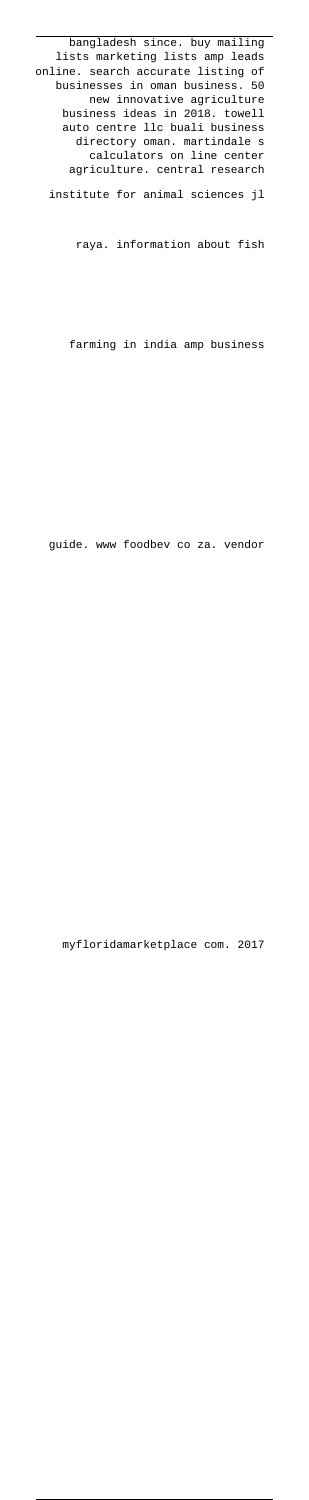bangladesh since. buy mailing lists marketing lists amp leads online. search accurate listing of businesses in oman business. 50 new innovative agriculture business ideas in 2018. towell auto centre llc buali business directory oman. martindale s calculators on line center agriculture. central research institute for animal sciences jl raya. information about fish farming in india amp business guide. www foodbev co za. vendor myfloridamarketplace com. 2017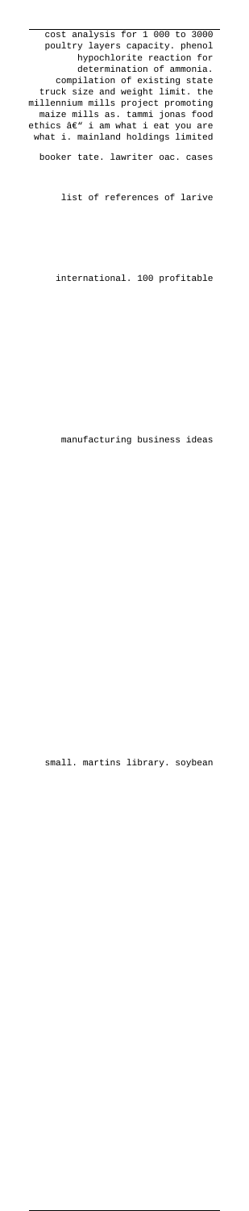cost analysis for 1 000 to 3000 poultry layers capacity. phenol hypochlorite reaction for determination of ammonia. compilation of existing state truck size and weight limit. the millennium mills project promoting maize mills as. tammi jonas food ethics â€" i am what i eat you are what i. mainland holdings limited booker tate. lawriter oac. cases list of references of larive international. 100 profitable manufacturing business ideas small. martins library. soybean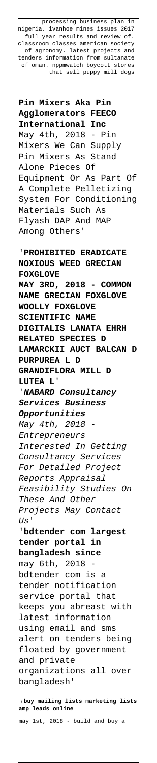processing business plan in nigeria. ivanhoe mines issues 2017 full year results and review of. classroom classes american society of agronomy. latest projects and tenders information from sultanate of oman. nppmwatch boycott stores that sell puppy mill dogs

**Pin Mixers Aka Pin Agglomerators FEECO International Inc**
May 4th, 2018 - Pin Mixers We Can Supply Pin Mixers As Stand Alone Pieces Of Equipment Or As Part Of A Complete Pelletizing System For Conditioning Materials Such As Flyash DAP And MAP Among Others'

'**PROHIBITED ERADICATE NOXIOUS WEED GRECIAN FOXGLOVE**
**MAY 3RD, 2018 - COMMON NAME GRECIAN FOXGLOVE WOOLLY FOXGLOVE SCIENTIFIC NAME DIGITALIS LANATA EHRH RELATED SPECIES D LAMARCKII AUCT BALCAN D PURPUREA L D GRANDIFLORA MILL D LUTEA L**'

'***NABARD Consultancy Services Business Opportunities***
*May 4th, 2018 - Entrepreneurs Interested In Getting Consultancy Services For Detailed Project Reports Appraisal Feasibility Studies On These And Other Projects May Contact Us*'

'**bdtender com largest tender portal in bangladesh since**
may 6th, 2018 - bdtender com is a tender notification service portal that keeps you abreast with latest information using email and sms alert on tenders being floated by government and private organizations all over bangladesh'

'**buy mailing lists marketing lists amp leads online**
may 1st, 2018 - build and buy a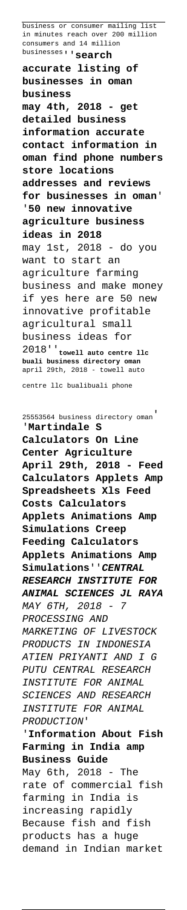business or consumer mailing list in minutes reach over 200 million consumers and 14 million businesses''**search accurate listing of businesses in oman business**

**may 4th, 2018 - get detailed business information accurate contact information in oman find phone numbers store locations addresses and reviews for businesses in oman**'

'**50 new innovative agriculture business ideas in 2018**

may 1st, 2018 - do you want to start an agriculture farming business and make money if yes here are 50 new innovative profitable agricultural small business ideas for 2018''**towell auto centre llc buali business directory oman**

april 29th, 2018 - towell auto centre llc bualibuali phone 25553564 business directory oman'

'**Martindale S Calculators On Line Center Agriculture**

**April 29th, 2018 - Feed Calculators Applets Amp Spreadsheets Xls Feed Costs Calculators Applets Animations Amp Simulations Creep Feeding Calculators Applets Animations Amp Simulations**''***CENTRAL RESEARCH INSTITUTE FOR ANIMAL SCIENCES JL RAYA***

*MAY 6TH, 2018 - 7 PROCESSING AND MARKETING OF LIVESTOCK PRODUCTS IN INDONESIA ATIEN PRIYANTI AND I G PUTU CENTRAL RESEARCH INSTITUTE FOR ANIMAL SCIENCES AND RESEARCH INSTITUTE FOR ANIMAL PRODUCTION*'

'**Information About Fish Farming in India amp Business Guide**

May 6th, 2018 - The rate of commercial fish farming in India is increasing rapidly Because fish and fish products has a huge demand in Indian market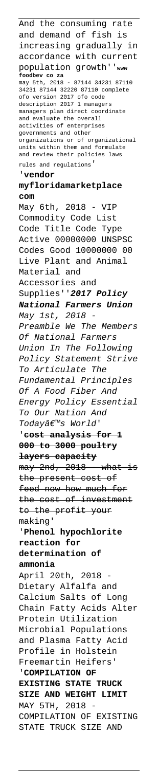And the consuming rate and demand of fish is increasing gradually in accordance with current population growth''**www foodbev co za**
may 5th, 2018 - 87144 34231 87110 34231 87144 32220 87110 complete ofo version 2017 ofo code description 2017 1 managers managers plan direct coordinate and evaluate the overall activities of enterprises governments and other organizations or of organizational units within them and formulate and review their policies laws rules and regulations'

'**vendor myfloridamarketplace com**
May 6th, 2018 - VIP Commodity Code List Code Title Code Type Active 00000000 UNSPSC Codes Good 10000000 00 Live Plant and Animal Material and Accessories and Supplies''***2017 Policy National Farmers Union***
*May 1st, 2018 - Preamble We The Members Of National Farmers Union In The Following Policy Statement Strive To Articulate The Fundamental Principles Of A Food Fiber And Energy Policy Essential To Our Nation And Todayâ€™s World*'

'**cost analysis for 1 000 to 3000 poultry layers capacity**
may 2nd, 2018 - what is the present cost of feed now how much for the cost of investment to the profit your making'

'**Phenol hypochlorite reaction for determination of ammonia**
April 20th, 2018 - Dietary Alfalfa and Calcium Salts of Long Chain Fatty Acids Alter Protein Utilization Microbial Populations and Plasma Fatty Acid Profile in Holstein Freemartin Heifers'

'**COMPILATION OF EXISTING STATE TRUCK SIZE AND WEIGHT LIMIT**
MAY 5TH, 2018 - COMPILATION OF EXISTING STATE TRUCK SIZE AND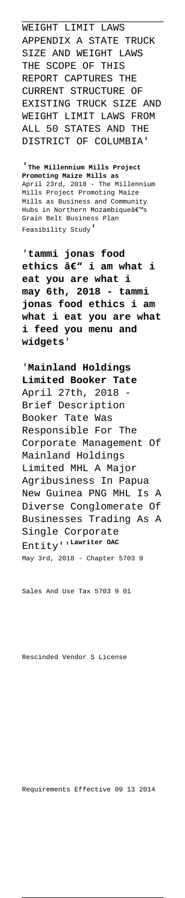WEIGHT LIMIT LAWS APPENDIX A STATE TRUCK SIZE AND WEIGHT LAWS THE SCOPE OF THIS REPORT CAPTURES THE CURRENT STRUCTURE OF EXISTING TRUCK SIZE AND WEIGHT LIMIT LAWS FROM ALL 50 STATES AND THE DISTRICT OF COLUMBIA'

'**The Millennium Mills Project Promoting Maize Mills as**
April 23rd, 2018 - The Millennium Mills Project Promoting Maize Mills as Business and Community Hubs in Northern Mozambique's Grain Belt Business Plan Feasibility Study'

'**tammi jonas food ethics – i am what i eat you are what i may 6th, 2018 - tammi jonas food ethics i am what i eat you are what i feed you menu and widgets**'

'**Mainland Holdings Limited Booker Tate**
April 27th, 2018 - Brief Description Booker Tate Was Responsible For The Corporate Management Of Mainland Holdings Limited MHL A Major Agribusiness In Papua New Guinea PNG MHL Is A Diverse Conglomerate Of Businesses Trading As A Single Corporate Entity''**Lawriter OAC**
May 3rd, 2018 - Chapter 5703 9

Sales And Use Tax 5703 9 01

Rescinded Vendor S License

Requirements Effective 09 13 2014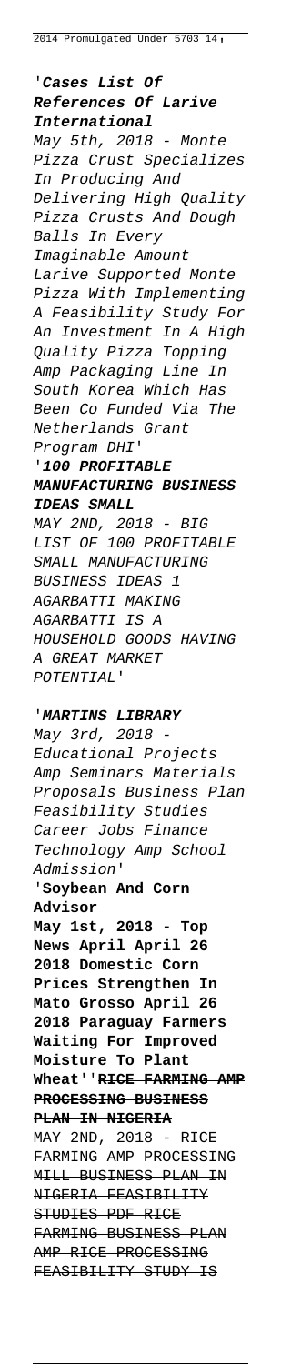2014 Promulgated Under 5703 14,

'**Cases List Of References Of Larive International**

*May 5th, 2018 - Monte Pizza Crust Specializes In Producing And Delivering High Quality Pizza Crusts And Dough Balls In Every Imaginable Amount Larive Supported Monte Pizza With Implementing A Feasibility Study For An Investment In A High Quality Pizza Topping Amp Packaging Line In South Korea Which Has Been Co Funded Via The Netherlands Grant Program DHI*'

'**100 PROFITABLE MANUFACTURING BUSINESS IDEAS SMALL**

*MAY 2ND, 2018 - BIG LIST OF 100 PROFITABLE SMALL MANUFACTURING BUSINESS IDEAS 1 AGARBATTI MAKING AGARBATTI IS A HOUSEHOLD GOODS HAVING A GREAT MARKET POTENTIAL*'

'**MARTINS LIBRARY**

*May 3rd, 2018 - Educational Projects Amp Seminars Materials Proposals Business Plan Feasibility Studies Career Jobs Finance Technology Amp School Admission*'

'**Soybean And Corn Advisor**

**May 1st, 2018 - Top News April April 26 2018 Domestic Corn Prices Strengthen In Mato Grosso April 26 2018 Paraguay Farmers Waiting For Improved Moisture To Plant Wheat**''~~**RICE FARMING AMP PROCESSING BUSINESS PLAN IN NIGERIA**~~

~~MAY 2ND, 2018 - RICE FARMING AMP PROCESSING MILL BUSINESS PLAN IN NIGERIA FEASIBILITY STUDIES PDF RICE FARMING BUSINESS PLAN AMP RICE PROCESSING FEASIBILITY STUDY IS~~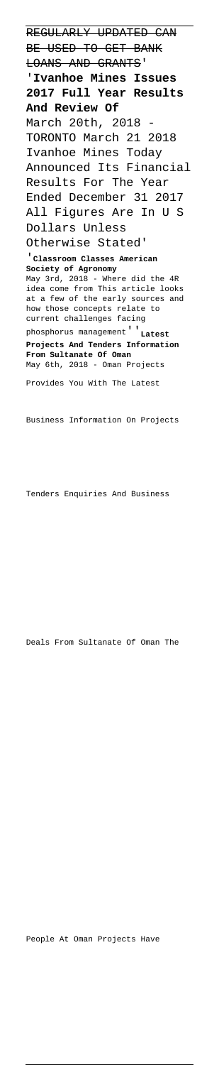~~REGULARLY UPDATED CAN BE USED TO GET BANK LOANS AND GRANTS'~~

'**Ivanhoe Mines Issues 2017 Full Year Results And Review Of**

March 20th, 2018 - TORONTO March 21 2018 Ivanhoe Mines Today Announced Its Financial Results For The Year Ended December 31 2017 All Figures Are In U S Dollars Unless Otherwise Stated'

'**Classroom Classes American Society of Agronomy**

May 3rd, 2018 - Where did the 4R idea come from This article looks at a few of the early sources and how those concepts relate to current challenges facing phosphorus management''**Latest Projects And Tenders Information From Sultanate Of Oman**

May 6th, 2018 - Oman Projects Provides You With The Latest Business Information On Projects Tenders Enquiries And Business Deals From Sultanate Of Oman The People At Oman Projects Have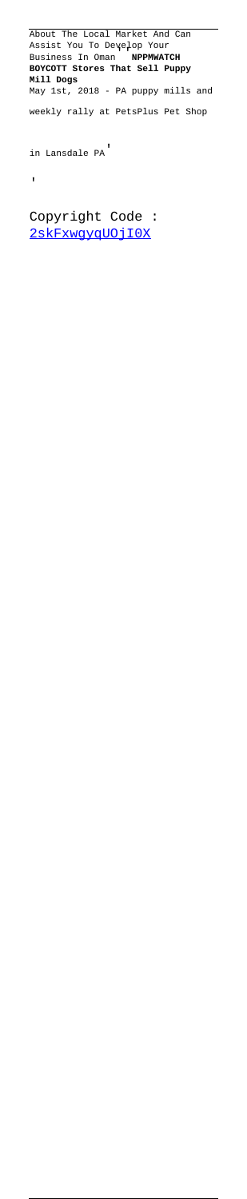About The Local Market And Can Assist You To Develop Your Business In Oman' '**NPPMWATCH BOYCOTT Stores That Sell Puppy Mill Dogs**

May 1st, 2018 - PA puppy mills and weekly rally at PetsPlus Pet Shop in Lansdale PA'

'

Copyright Code : 2skFxwgyqUOjI0X